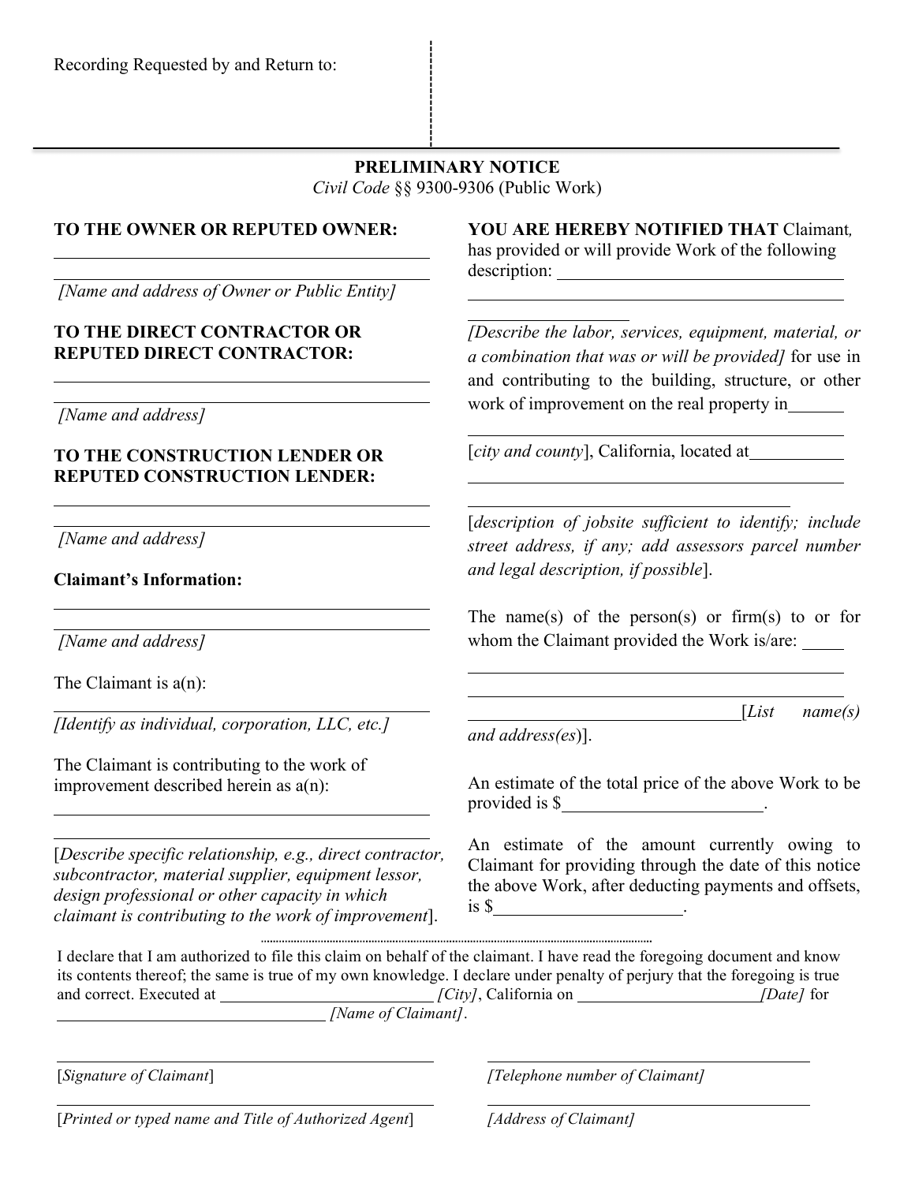Recording Requested by and Return to:

---

**PRELIMINARY NOTICE**

*Civil Code* §§ 9300-9306 (Public Work)

**TO THE OWNER OR REPUTED OWNER:**

______________________________________

______________________________________

*[Name and address of Owner or Public Entity]*

**TO THE DIRECT CONTRACTOR OR REPUTED DIRECT CONTRACTOR:**

______________________________________

______________________________________

*[Name and address]*

**TO THE CONSTRUCTION LENDER OR REPUTED CONSTRUCTION LENDER:**

______________________________________

______________________________________

*[Name and address]*

**Claimant's Information:**

______________________________________

______________________________________

*[Name and address]*

The Claimant is a(n):

______________________________________

*[Identify as individual, corporation, LLC, etc.]*

The Claimant is contributing to the work of improvement described herein as a(n):

______________________________________

______________________________________

[*Describe specific relationship, e.g., direct contractor, subcontractor, material supplier, equipment lessor, design professional or other capacity in which claimant is contributing to the work of improvement*].

**YOU ARE HEREBY NOTIFIED THAT** Claimant, has provided or will provide Work of the following description: ______________________________

______________________________________

__________________

*[Describe the labor, services, equipment, material, or a combination that was or will be provided]* for use in and contributing to the building, structure, or other work of improvement on the real property in______

______________________________________

[*city and county*], California, located at___________

______________________________________

______________________________________

[*description of jobsite sufficient to identify; include street address, if any; add assessors parcel number and legal description, if possible*].

The name(s) of the person(s) or firm(s) to or for whom the Claimant provided the Work is/are: _____

______________________________________

______________________________________

______________________________[*List name(s) and address(es)*].

An estimate of the total price of the above Work to be provided is $______________________.

An estimate of the amount currently owing to Claimant for providing through the date of this notice the above Work, after deducting payments and offsets, is $____________________.

I declare that I am authorized to file this claim on behalf of the claimant. I have read the foregoing document and know its contents thereof; the same is true of my own knowledge. I declare under penalty of perjury that the foregoing is true and correct. Executed at __________________________ *[City]*, California on ______________________ *[Date]* for ________________________________ *[Name of Claimant]*.

______________________________________

[*Signature of Claimant*]

______________________________________

*[Telephone number of Claimant]*

______________________________________

[*Printed or typed name and Title of Authorized Agent*]

______________________________________

*[Address of Claimant]*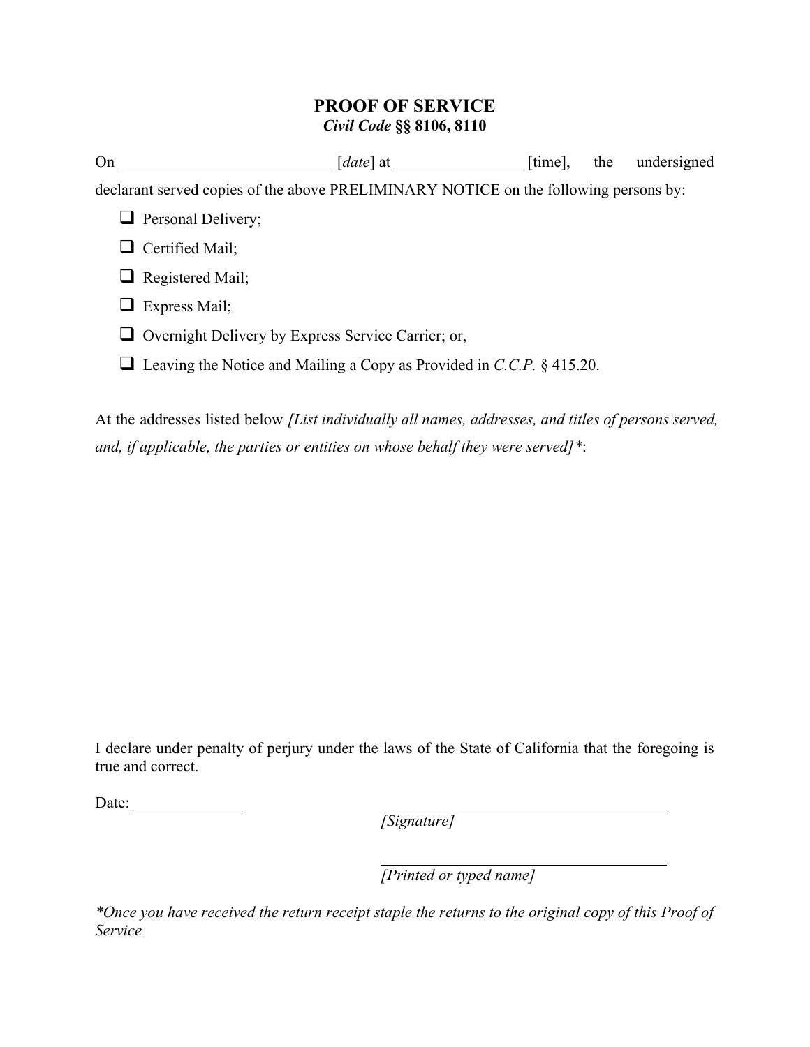# PROOF OF SERVICE

***Civil Code* §§ 8106, 8110**

On ___________________________ [*date*] at ________________ [time], the undersigned declarant served copies of the above PRELIMINARY NOTICE on the following persons by:

- ☐ Personal Delivery;
- ☐ Certified Mail;
- ☐ Registered Mail;
- ☐ Express Mail;
- ☐ Overnight Delivery by Express Service Carrier; or,
- ☐ Leaving the Notice and Mailing a Copy as Provided in *C.C.P.* § 415.20.

At the addresses listed below *[List individually all names, addresses, and titles of persons served, and, if applicable, the parties or entities on whose behalf they were served]\**:

I declare under penalty of perjury under the laws of the State of California that the foregoing is true and correct.

Date: ______________

_____________________________________
*[Signature]*

_____________________________________
*[Printed or typed name]*

*\*Once you have received the return receipt staple the returns to the original copy of this Proof of Service*